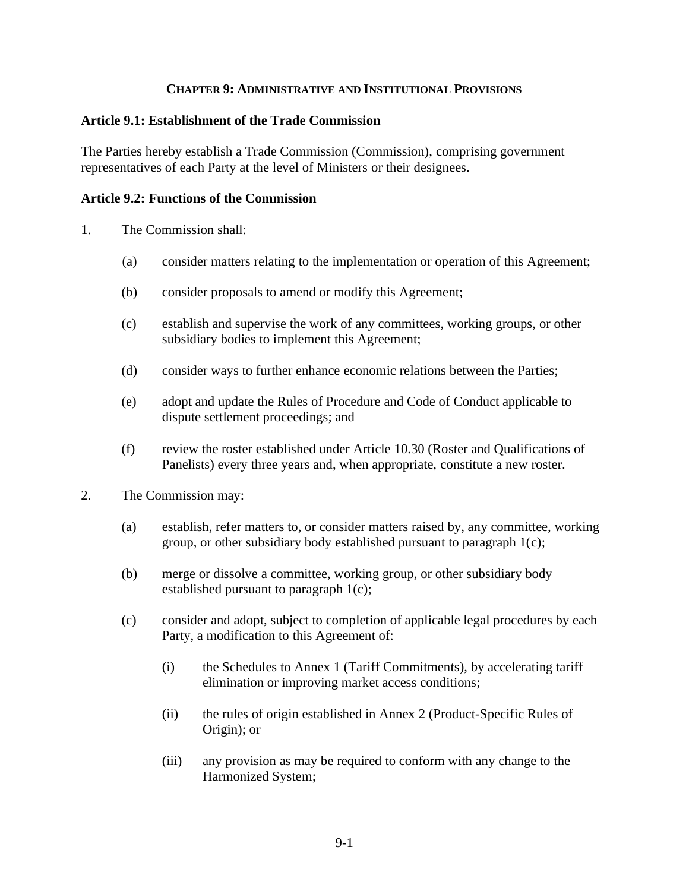# CHAPTER 9: ADMINISTRATIVE AND INSTITUTIONAL PROVISIONS

## Article 9.1: Establishment of the Trade Commission

The Parties hereby establish a Trade Commission (Commission), comprising government representatives of each Party at the level of Ministers or their designees.

## Article 9.2: Functions of the Commission

1. The Commission shall:

   (a) consider matters relating to the implementation or operation of this Agreement;

   (b) consider proposals to amend or modify this Agreement;

   (c) establish and supervise the work of any committees, working groups, or other subsidiary bodies to implement this Agreement;

   (d) consider ways to further enhance economic relations between the Parties;

   (e) adopt and update the Rules of Procedure and Code of Conduct applicable to dispute settlement proceedings; and

   (f) review the roster established under Article 10.30 (Roster and Qualifications of Panelists) every three years and, when appropriate, constitute a new roster.

2. The Commission may:

   (a) establish, refer matters to, or consider matters raised by, any committee, working group, or other subsidiary body established pursuant to paragraph 1(c);

   (b) merge or dissolve a committee, working group, or other subsidiary body established pursuant to paragraph 1(c);

   (c) consider and adopt, subject to completion of applicable legal procedures by each Party, a modification to this Agreement of:

      (i) the Schedules to Annex 1 (Tariff Commitments), by accelerating tariff elimination or improving market access conditions;

      (ii) the rules of origin established in Annex 2 (Product-Specific Rules of Origin); or

      (iii) any provision as may be required to conform with any change to the Harmonized System;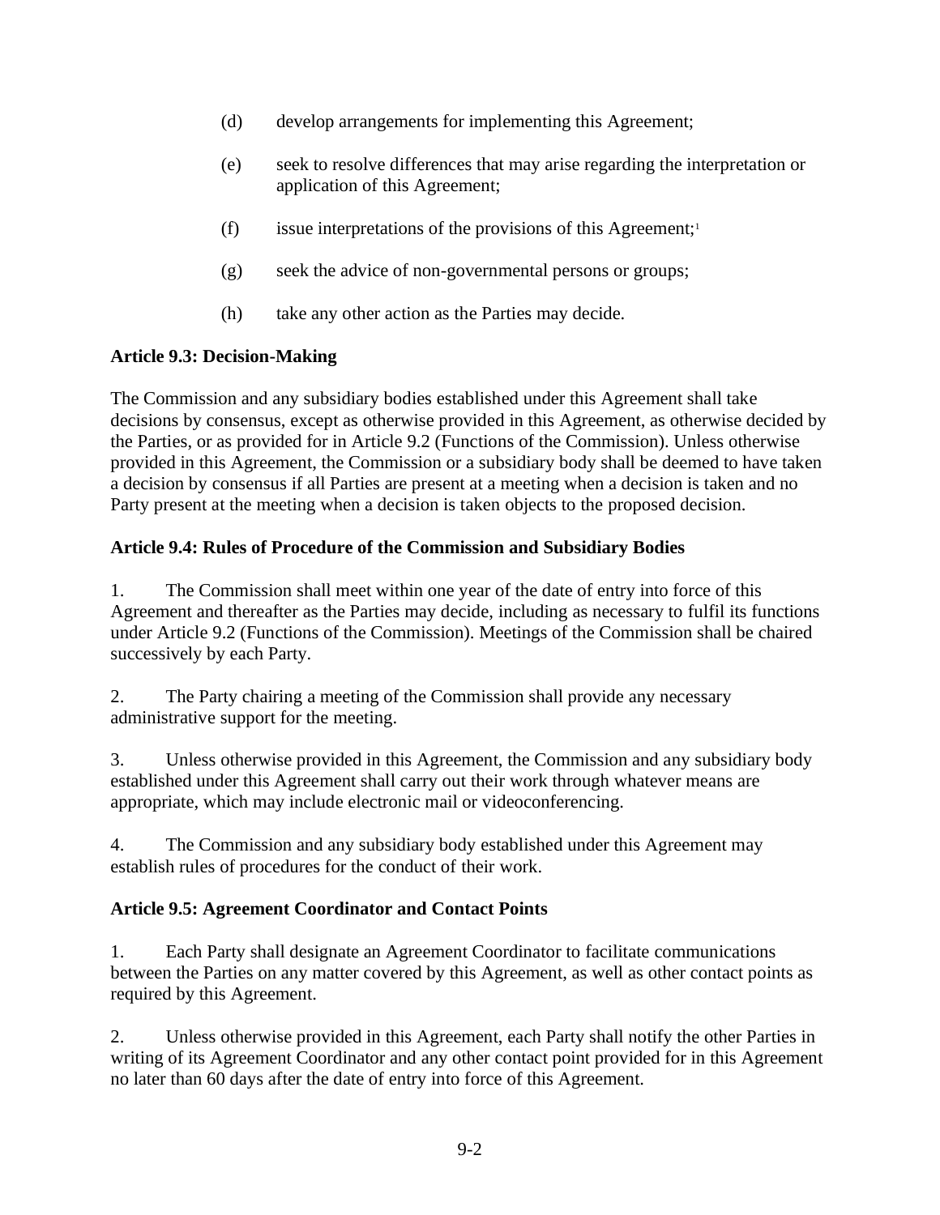(d) develop arrangements for implementing this Agreement;

(e) seek to resolve differences that may arise regarding the interpretation or application of this Agreement;

(f) issue interpretations of the provisions of this Agreement;[1]

(g) seek the advice of non-governmental persons or groups;

(h) take any other action as the Parties may decide.

**Article 9.3: Decision-Making**

The Commission and any subsidiary bodies established under this Agreement shall take decisions by consensus, except as otherwise provided in this Agreement, as otherwise decided by the Parties, or as provided for in Article 9.2 (Functions of the Commission). Unless otherwise provided in this Agreement, the Commission or a subsidiary body shall be deemed to have taken a decision by consensus if all Parties are present at a meeting when a decision is taken and no Party present at the meeting when a decision is taken objects to the proposed decision.

**Article 9.4: Rules of Procedure of the Commission and Subsidiary Bodies**

1. The Commission shall meet within one year of the date of entry into force of this Agreement and thereafter as the Parties may decide, including as necessary to fulfil its functions under Article 9.2 (Functions of the Commission). Meetings of the Commission shall be chaired successively by each Party.

2. The Party chairing a meeting of the Commission shall provide any necessary administrative support for the meeting.

3. Unless otherwise provided in this Agreement, the Commission and any subsidiary body established under this Agreement shall carry out their work through whatever means are appropriate, which may include electronic mail or videoconferencing.

4. The Commission and any subsidiary body established under this Agreement may establish rules of procedures for the conduct of their work.

**Article 9.5: Agreement Coordinator and Contact Points**

1. Each Party shall designate an Agreement Coordinator to facilitate communications between the Parties on any matter covered by this Agreement, as well as other contact points as required by this Agreement.

2. Unless otherwise provided in this Agreement, each Party shall notify the other Parties in writing of its Agreement Coordinator and any other contact point provided for in this Agreement no later than 60 days after the date of entry into force of this Agreement.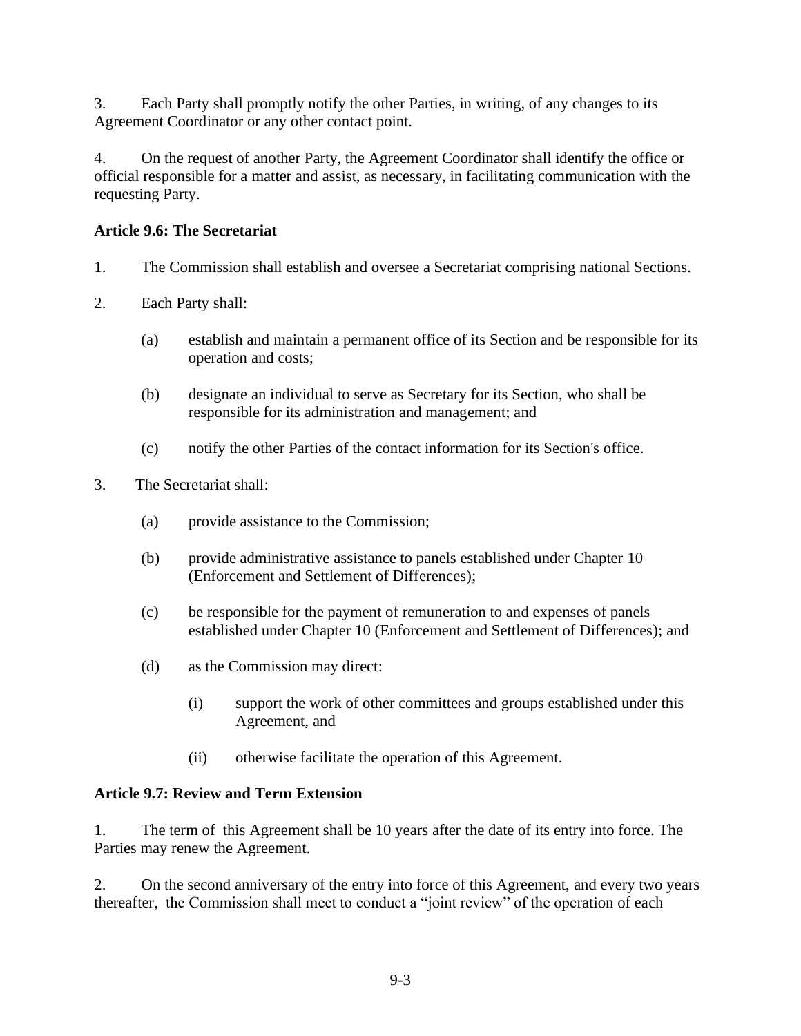3. Each Party shall promptly notify the other Parties, in writing, of any changes to its Agreement Coordinator or any other contact point.

4. On the request of another Party, the Agreement Coordinator shall identify the office or official responsible for a matter and assist, as necessary, in facilitating communication with the requesting Party.

**Article 9.6: The Secretariat**

1. The Commission shall establish and oversee a Secretariat comprising national Sections.

2. Each Party shall:

   (a) establish and maintain a permanent office of its Section and be responsible for its operation and costs;

   (b) designate an individual to serve as Secretary for its Section, who shall be responsible for its administration and management; and

   (c) notify the other Parties of the contact information for its Section's office.

3. The Secretariat shall:

   (a) provide assistance to the Commission;

   (b) provide administrative assistance to panels established under Chapter 10 (Enforcement and Settlement of Differences);

   (c) be responsible for the payment of remuneration to and expenses of panels established under Chapter 10 (Enforcement and Settlement of Differences); and

   (d) as the Commission may direct:

      (i) support the work of other committees and groups established under this Agreement, and

      (ii) otherwise facilitate the operation of this Agreement.

**Article 9.7: Review and Term Extension**

1. The term of this Agreement shall be 10 years after the date of its entry into force. The Parties may renew the Agreement.

2. On the second anniversary of the entry into force of this Agreement, and every two years thereafter, the Commission shall meet to conduct a "joint review" of the operation of each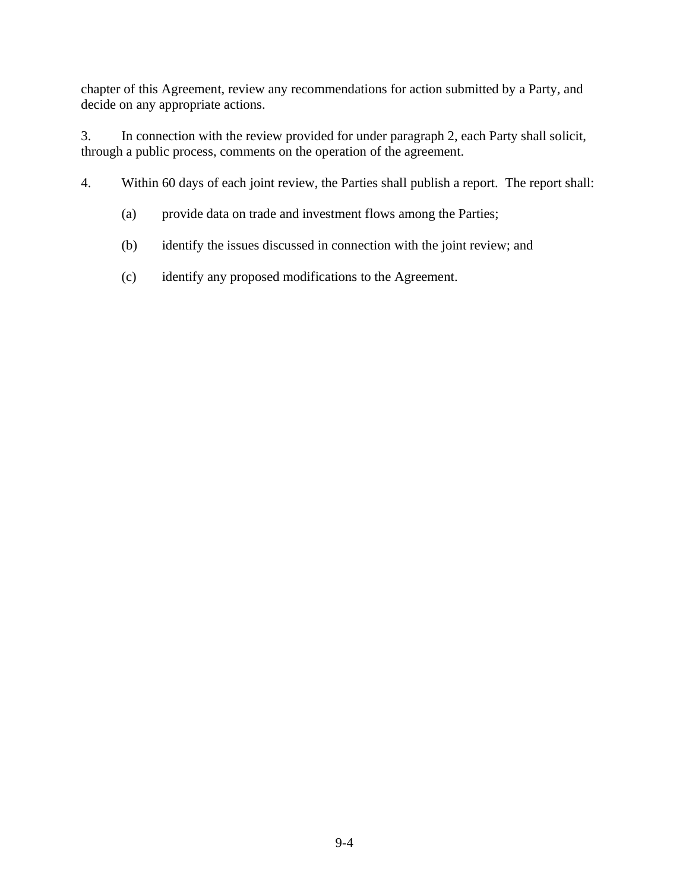chapter of this Agreement, review any recommendations for action submitted by a Party, and decide on any appropriate actions.

3. In connection with the review provided for under paragraph 2, each Party shall solicit, through a public process, comments on the operation of the agreement.

4. Within 60 days of each joint review, the Parties shall publish a report. The report shall:

   (a) provide data on trade and investment flows among the Parties;

   (b) identify the issues discussed in connection with the joint review; and

   (c) identify any proposed modifications to the Agreement.